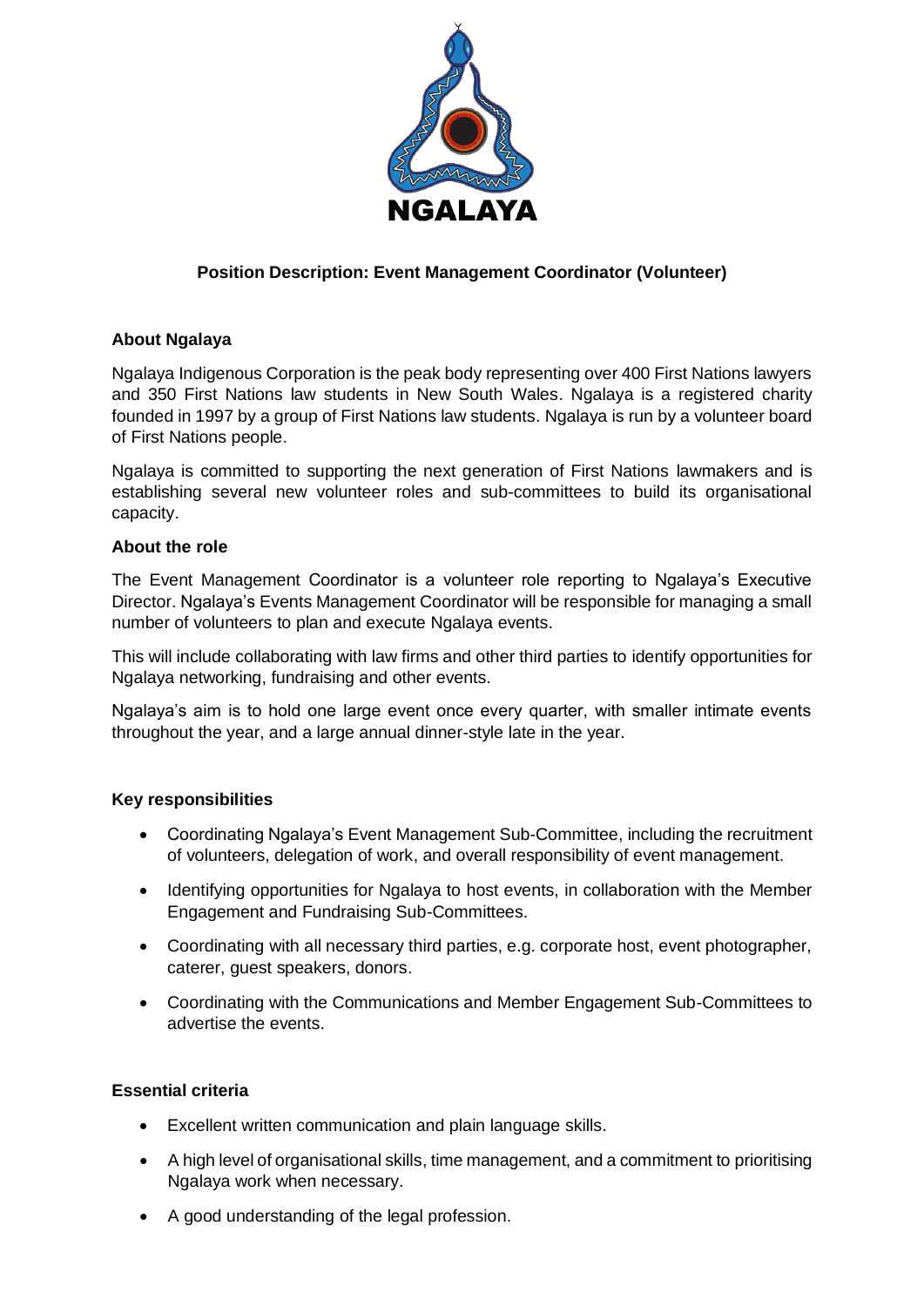NGALAYA

# Position Description: Event Management Coordinator (Volunteer)

## About Ngalaya

Ngalaya Indigenous Corporation is the peak body representing over 400 First Nations lawyers and 350 First Nations law students in New South Wales. Ngalaya is a registered charity founded in 1997 by a group of First Nations law students. Ngalaya is run by a volunteer board of First Nations people.

Ngalaya is committed to supporting the next generation of First Nations lawmakers and is establishing several new volunteer roles and sub-committees to build its organisational capacity.

## About the role

The Event Management Coordinator is a volunteer role reporting to Ngalaya's Executive Director. Ngalaya's Events Management Coordinator will be responsible for managing a small number of volunteers to plan and execute Ngalaya events.

This will include collaborating with law firms and other third parties to identify opportunities for Ngalaya networking, fundraising and other events.

Ngalaya's aim is to hold one large event once every quarter, with smaller intimate events throughout the year, and a large annual dinner-style late in the year.

## Key responsibilities

- Coordinating Ngalaya's Event Management Sub-Committee, including the recruitment of volunteers, delegation of work, and overall responsibility of event management.
- Identifying opportunities for Ngalaya to host events, in collaboration with the Member Engagement and Fundraising Sub-Committees.
- Coordinating with all necessary third parties, e.g. corporate host, event photographer, caterer, guest speakers, donors.
- Coordinating with the Communications and Member Engagement Sub-Committees to advertise the events.

## Essential criteria

- Excellent written communication and plain language skills.
- A high level of organisational skills, time management, and a commitment to prioritising Ngalaya work when necessary.
- A good understanding of the legal profession.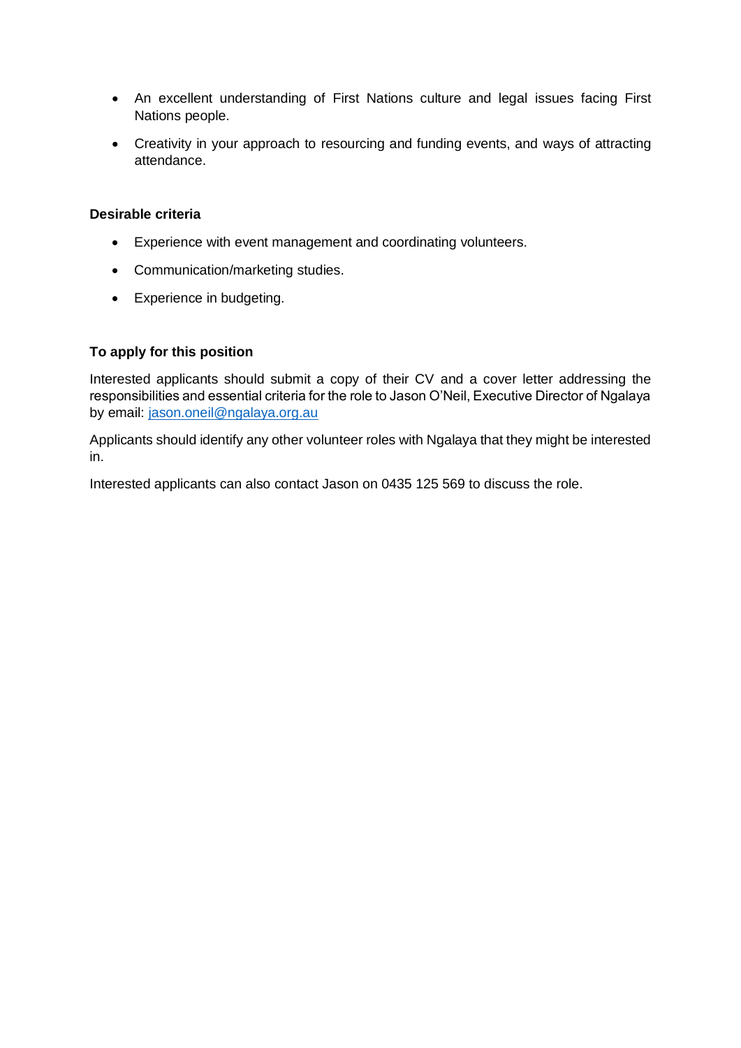- An excellent understanding of First Nations culture and legal issues facing First Nations people.
- Creativity in your approach to resourcing and funding events, and ways of attracting attendance.

**Desirable criteria**

- Experience with event management and coordinating volunteers.
- Communication/marketing studies.
- Experience in budgeting.

**To apply for this position**

Interested applicants should submit a copy of their CV and a cover letter addressing the responsibilities and essential criteria for the role to Jason O'Neil, Executive Director of Ngalaya by email: jason.oneil@ngalaya.org.au

Applicants should identify any other volunteer roles with Ngalaya that they might be interested in.

Interested applicants can also contact Jason on 0435 125 569 to discuss the role.